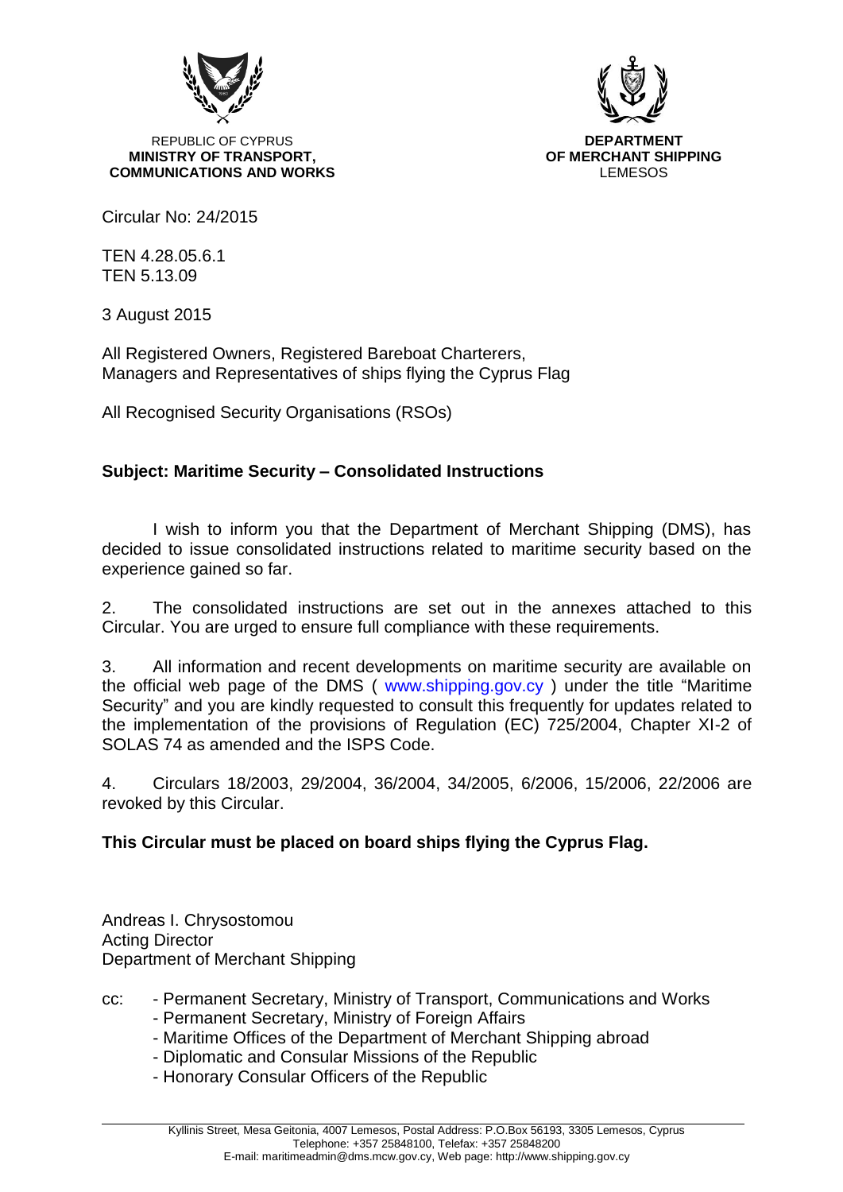REPUBLIC OF CYPRUS
**MINISTRY OF TRANSPORT, COMMUNICATIONS AND WORKS**

**DEPARTMENT OF MERCHANT SHIPPING**
LEMESOS

Circular No: 24/2015

TEN 4.28.05.6.1
TEN 5.13.09

3 August 2015

All Registered Owners, Registered Bareboat Charterers,
Managers and Representatives of ships flying the Cyprus Flag

All Recognised Security Organisations (RSOs)

**Subject: Maritime Security – Consolidated Instructions**

I wish to inform you that the Department of Merchant Shipping (DMS), has decided to issue consolidated instructions related to maritime security based on the experience gained so far.

2. The consolidated instructions are set out in the annexes attached to this Circular. You are urged to ensure full compliance with these requirements.

3. All information and recent developments on maritime security are available on the official web page of the DMS ( www.shipping.gov.cy ) under the title "Maritime Security" and you are kindly requested to consult this frequently for updates related to the implementation of the provisions of Regulation (EC) 725/2004, Chapter XI-2 of SOLAS 74 as amended and the ISPS Code.

4. Circulars 18/2003, 29/2004, 36/2004, 34/2005, 6/2006, 15/2006, 22/2006 are revoked by this Circular.

**This Circular must be placed on board ships flying the Cyprus Flag.**

Andreas I. Chrysostomou
Acting Director
Department of Merchant Shipping

cc:
- Permanent Secretary, Ministry of Transport, Communications and Works
- Permanent Secretary, Ministry of Foreign Affairs
- Maritime Offices of the Department of Merchant Shipping abroad
- Diplomatic and Consular Missions of the Republic
- Honorary Consular Officers of the Republic

Kyllinis Street, Mesa Geitonia, 4007 Lemesos, Postal Address: P.O.Box 56193, 3305 Lemesos, Cyprus
Telephone: +357 25848100, Telefax: +357 25848200
E-mail: maritimeadmin@dms.mcw.gov.cy, Web page: http://www.shipping.gov.cy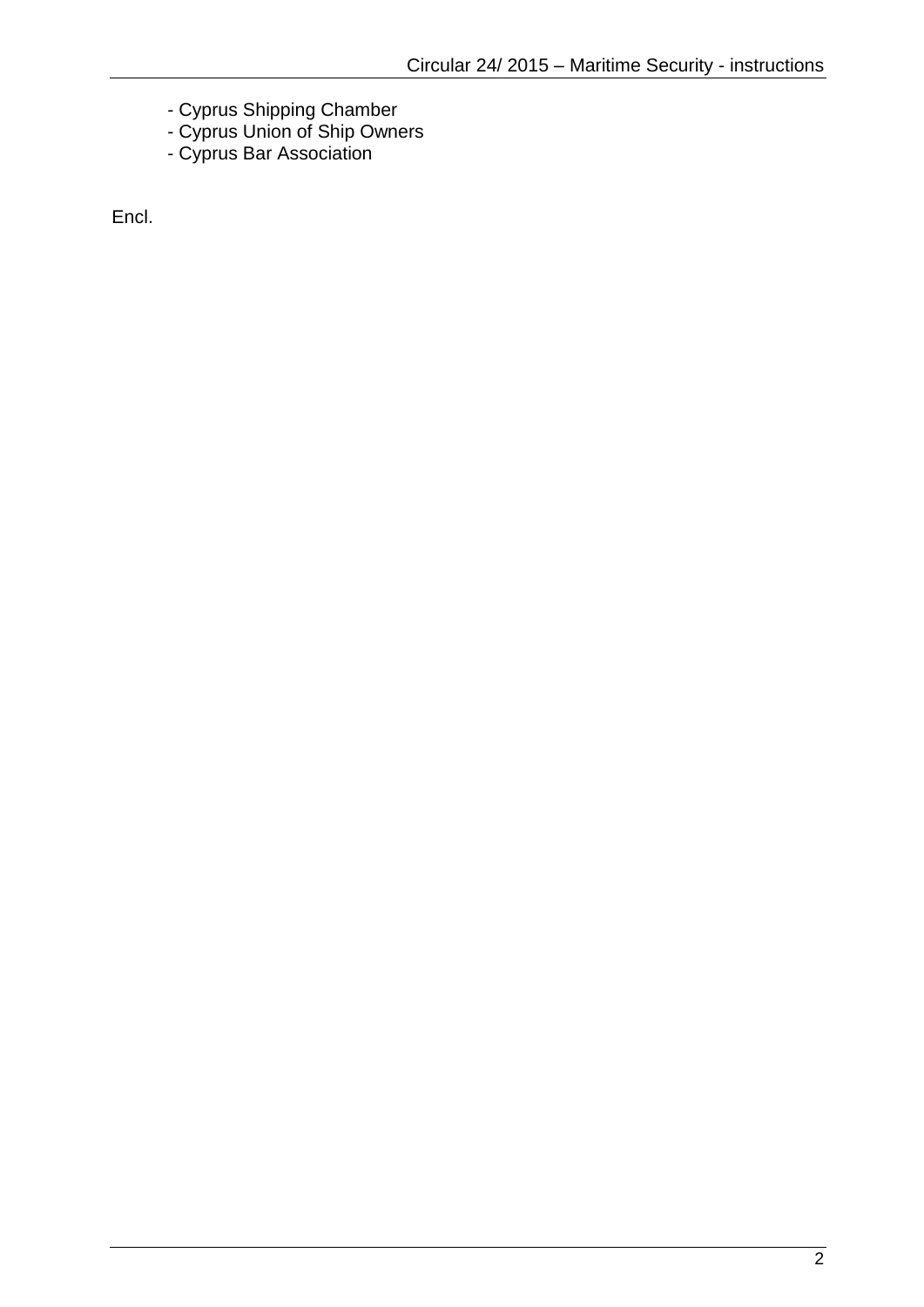- Cyprus Shipping Chamber
- Cyprus Union of Ship Owners
- Cyprus Bar Association

Encl.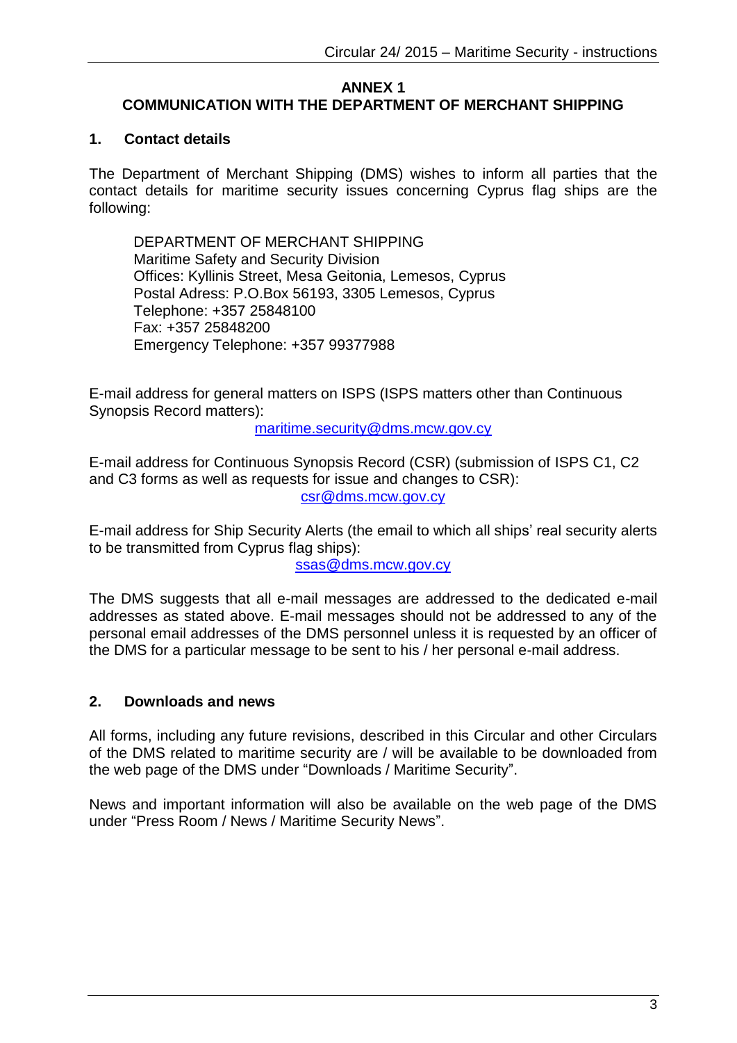# ANNEX 1
# COMMUNICATION WITH THE DEPARTMENT OF MERCHANT SHIPPING

## 1. Contact details

The Department of Merchant Shipping (DMS) wishes to inform all parties that the contact details for maritime security issues concerning Cyprus flag ships are the following:

DEPARTMENT OF MERCHANT SHIPPING
Maritime Safety and Security Division
Offices: Kyllinis Street, Mesa Geitonia, Lemesos, Cyprus
Postal Adress: P.O.Box 56193, 3305 Lemesos, Cyprus
Telephone: +357 25848100
Fax: +357 25848200
Emergency Telephone: +357 99377988

E-mail address for general matters on ISPS (ISPS matters other than Continuous Synopsis Record matters):

maritime.security@dms.mcw.gov.cy

E-mail address for Continuous Synopsis Record (CSR) (submission of ISPS C1, C2 and C3 forms as well as requests for issue and changes to CSR):

csr@dms.mcw.gov.cy

E-mail address for Ship Security Alerts (the email to which all ships' real security alerts to be transmitted from Cyprus flag ships):

ssas@dms.mcw.gov.cy

The DMS suggests that all e-mail messages are addressed to the dedicated e-mail addresses as stated above. E-mail messages should not be addressed to any of the personal email addresses of the DMS personnel unless it is requested by an officer of the DMS for a particular message to be sent to his / her personal e-mail address.

## 2. Downloads and news

All forms, including any future revisions, described in this Circular and other Circulars of the DMS related to maritime security are / will be available to be downloaded from the web page of the DMS under "Downloads / Maritime Security".

News and important information will also be available on the web page of the DMS under "Press Room / News / Maritime Security News".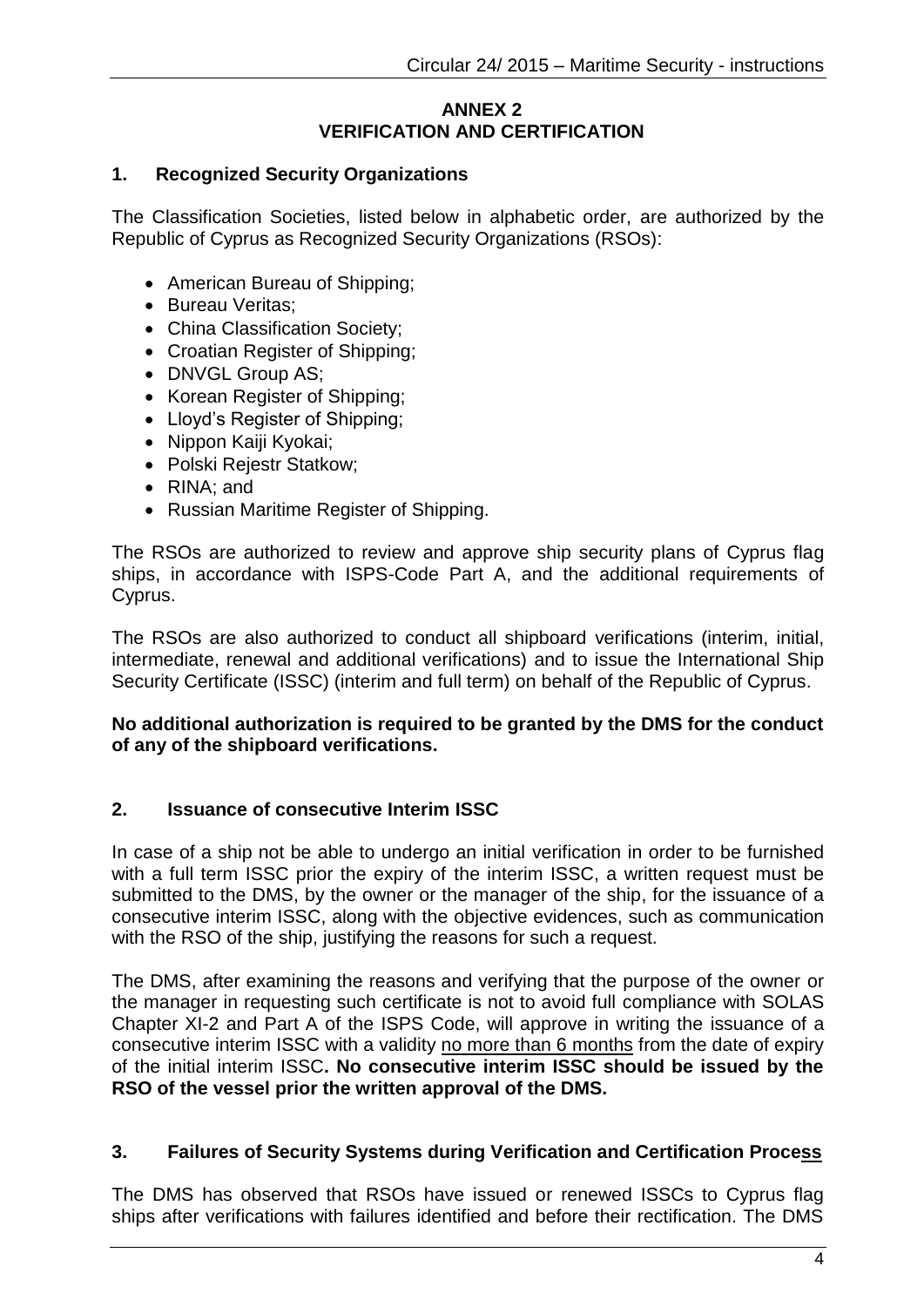## ANNEX 2
## VERIFICATION AND CERTIFICATION

### 1. Recognized Security Organizations

The Classification Societies, listed below in alphabetic order, are authorized by the Republic of Cyprus as Recognized Security Organizations (RSOs):

- American Bureau of Shipping;
- Bureau Veritas;
- China Classification Society;
- Croatian Register of Shipping;
- DNVGL Group AS;
- Korean Register of Shipping;
- Lloyd's Register of Shipping;
- Nippon Kaiji Kyokai;
- Polski Rejestr Statkow;
- RINA; and
- Russian Maritime Register of Shipping.

The RSOs are authorized to review and approve ship security plans of Cyprus flag ships, in accordance with ISPS-Code Part A, and the additional requirements of Cyprus.

The RSOs are also authorized to conduct all shipboard verifications (interim, initial, intermediate, renewal and additional verifications) and to issue the International Ship Security Certificate (ISSC) (interim and full term) on behalf of the Republic of Cyprus.

**No additional authorization is required to be granted by the DMS for the conduct of any of the shipboard verifications.**

### 2. Issuance of consecutive Interim ISSC

In case of a ship not be able to undergo an initial verification in order to be furnished with a full term ISSC prior the expiry of the interim ISSC, a written request must be submitted to the DMS, by the owner or the manager of the ship, for the issuance of a consecutive interim ISSC, along with the objective evidences, such as communication with the RSO of the ship, justifying the reasons for such a request.

The DMS, after examining the reasons and verifying that the purpose of the owner or the manager in requesting such certificate is not to avoid full compliance with SOLAS Chapter XI-2 and Part A of the ISPS Code, will approve in writing the issuance of a consecutive interim ISSC with a validity no more than 6 months from the date of expiry of the initial interim ISSC**. No consecutive interim ISSC should be issued by the RSO of the vessel prior the written approval of the DMS.**

### 3. Failures of Security Systems during Verification and Certification Process

The DMS has observed that RSOs have issued or renewed ISSCs to Cyprus flag ships after verifications with failures identified and before their rectification. The DMS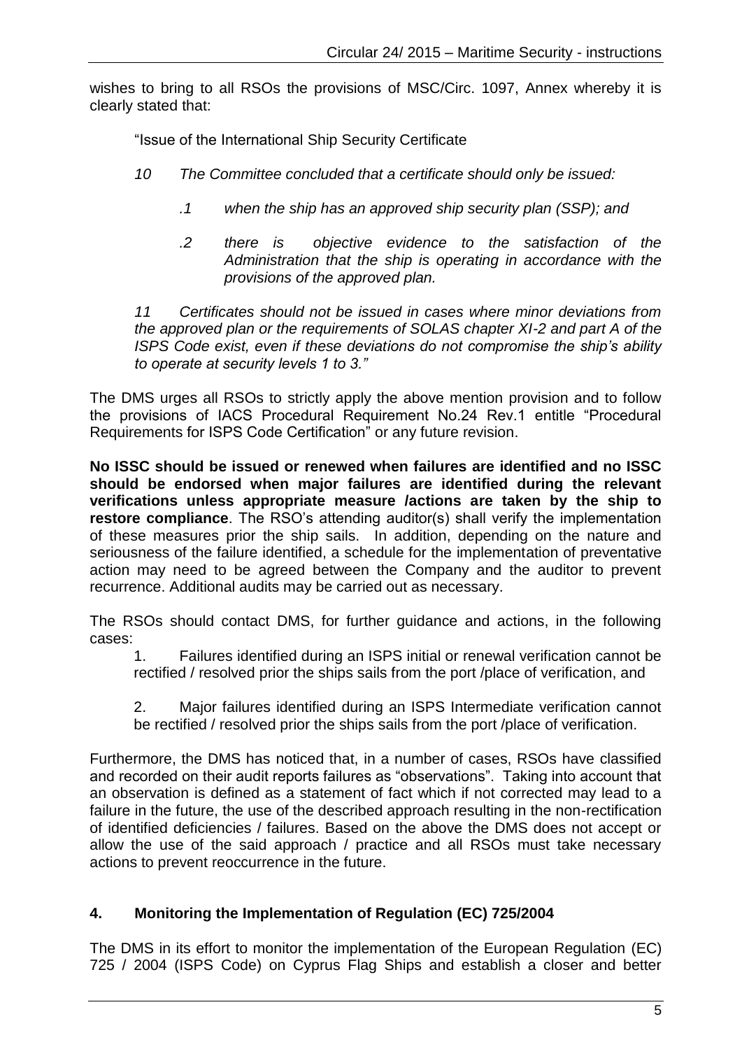wishes to bring to all RSOs the provisions of MSC/Circ. 1097, Annex whereby it is clearly stated that:

> "Issue of the International Ship Security Certificate
>
> *10 The Committee concluded that a certificate should only be issued:*
>
> *.1 when the ship has an approved ship security plan (SSP); and*
>
> *.2 there is objective evidence to the satisfaction of the Administration that the ship is operating in accordance with the provisions of the approved plan.*
>
> *11 Certificates should not be issued in cases where minor deviations from the approved plan or the requirements of SOLAS chapter XI-2 and part A of the ISPS Code exist, even if these deviations do not compromise the ship's ability to operate at security levels 1 to 3."*

The DMS urges all RSOs to strictly apply the above mention provision and to follow the provisions of IACS Procedural Requirement No.24 Rev.1 entitle "Procedural Requirements for ISPS Code Certification" or any future revision.

**No ISSC should be issued or renewed when failures are identified and no ISSC should be endorsed when major failures are identified during the relevant verifications unless appropriate measure /actions are taken by the ship to restore compliance**. The RSO's attending auditor(s) shall verify the implementation of these measures prior the ship sails. In addition, depending on the nature and seriousness of the failure identified, a schedule for the implementation of preventative action may need to be agreed between the Company and the auditor to prevent recurrence. Additional audits may be carried out as necessary.

The RSOs should contact DMS, for further guidance and actions, in the following cases:

1. Failures identified during an ISPS initial or renewal verification cannot be rectified / resolved prior the ships sails from the port /place of verification, and
2. Major failures identified during an ISPS Intermediate verification cannot be rectified / resolved prior the ships sails from the port /place of verification.

Furthermore, the DMS has noticed that, in a number of cases, RSOs have classified and recorded on their audit reports failures as "observations". Taking into account that an observation is defined as a statement of fact which if not corrected may lead to a failure in the future, the use of the described approach resulting in the non-rectification of identified deficiencies / failures. Based on the above the DMS does not accept or allow the use of the said approach / practice and all RSOs must take necessary actions to prevent reoccurrence in the future.

## 4. Monitoring the Implementation of Regulation (EC) 725/2004

The DMS in its effort to monitor the implementation of the European Regulation (EC) 725 / 2004 (ISPS Code) on Cyprus Flag Ships and establish a closer and better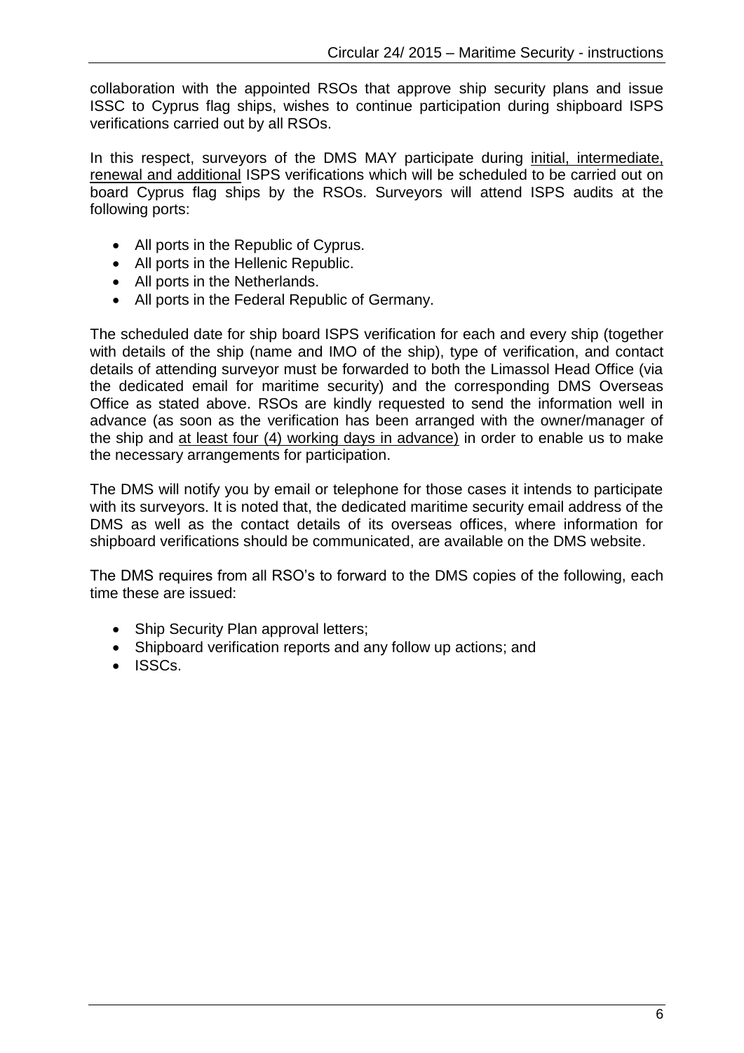collaboration with the appointed RSOs that approve ship security plans and issue ISSC to Cyprus flag ships, wishes to continue participation during shipboard ISPS verifications carried out by all RSOs.

In this respect, surveyors of the DMS MAY participate during initial, intermediate, renewal and additional ISPS verifications which will be scheduled to be carried out on board Cyprus flag ships by the RSOs. Surveyors will attend ISPS audits at the following ports:

- All ports in the Republic of Cyprus.
- All ports in the Hellenic Republic.
- All ports in the Netherlands.
- All ports in the Federal Republic of Germany.

The scheduled date for ship board ISPS verification for each and every ship (together with details of the ship (name and IMO of the ship), type of verification, and contact details of attending surveyor must be forwarded to both the Limassol Head Office (via the dedicated email for maritime security) and the corresponding DMS Overseas Office as stated above. RSOs are kindly requested to send the information well in advance (as soon as the verification has been arranged with the owner/manager of the ship and at least four (4) working days in advance) in order to enable us to make the necessary arrangements for participation.

The DMS will notify you by email or telephone for those cases it intends to participate with its surveyors. It is noted that, the dedicated maritime security email address of the DMS as well as the contact details of its overseas offices, where information for shipboard verifications should be communicated, are available on the DMS website.

The DMS requires from all RSO's to forward to the DMS copies of the following, each time these are issued:

- Ship Security Plan approval letters;
- Shipboard verification reports and any follow up actions; and
- ISSCs.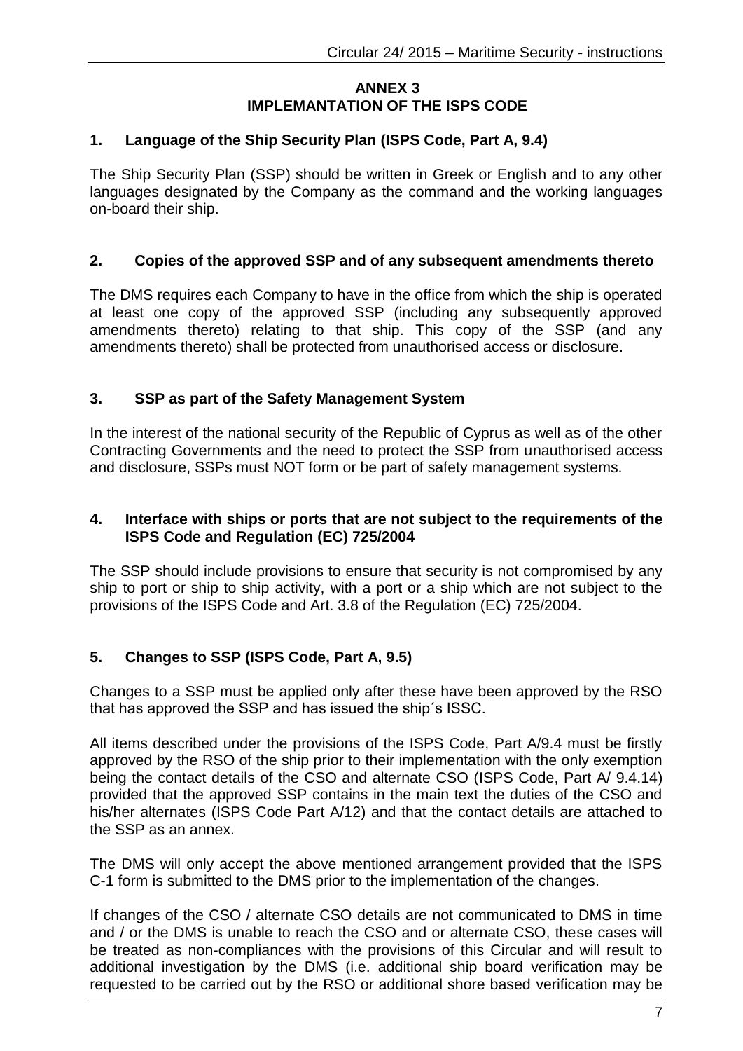**ANNEX 3**
**IMPLEMANTATION OF THE ISPS CODE**

## 1. Language of the Ship Security Plan (ISPS Code, Part A, 9.4)

The Ship Security Plan (SSP) should be written in Greek or English and to any other languages designated by the Company as the command and the working languages on-board their ship.

## 2. Copies of the approved SSP and of any subsequent amendments thereto

The DMS requires each Company to have in the office from which the ship is operated at least one copy of the approved SSP (including any subsequently approved amendments thereto) relating to that ship. This copy of the SSP (and any amendments thereto) shall be protected from unauthorised access or disclosure.

## 3. SSP as part of the Safety Management System

In the interest of the national security of the Republic of Cyprus as well as of the other Contracting Governments and the need to protect the SSP from unauthorised access and disclosure, SSPs must NOT form or be part of safety management systems.

## 4. Interface with ships or ports that are not subject to the requirements of the ISPS Code and Regulation (EC) 725/2004

The SSP should include provisions to ensure that security is not compromised by any ship to port or ship to ship activity, with a port or a ship which are not subject to the provisions of the ISPS Code and Art. 3.8 of the Regulation (EC) 725/2004.

## 5. Changes to SSP (ISPS Code, Part A, 9.5)

Changes to a SSP must be applied only after these have been approved by the RSO that has approved the SSP and has issued the ship´s ISSC.

All items described under the provisions of the ISPS Code, Part A/9.4 must be firstly approved by the RSO of the ship prior to their implementation with the only exemption being the contact details of the CSO and alternate CSO (ISPS Code, Part A/ 9.4.14) provided that the approved SSP contains in the main text the duties of the CSO and his/her alternates (ISPS Code Part A/12) and that the contact details are attached to the SSP as an annex.

The DMS will only accept the above mentioned arrangement provided that the ISPS C-1 form is submitted to the DMS prior to the implementation of the changes.

If changes of the CSO / alternate CSO details are not communicated to DMS in time and / or the DMS is unable to reach the CSO and or alternate CSO, these cases will be treated as non-compliances with the provisions of this Circular and will result to additional investigation by the DMS (i.e. additional ship board verification may be requested to be carried out by the RSO or additional shore based verification may be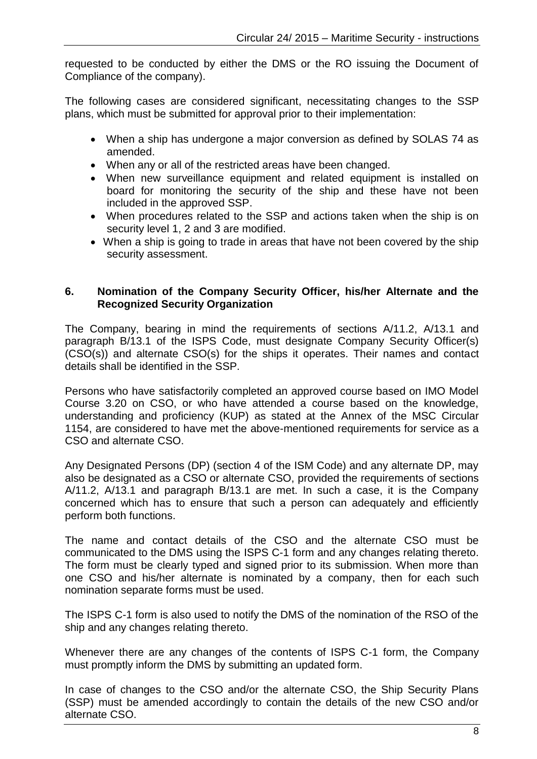requested to be conducted by either the DMS or the RO issuing the Document of Compliance of the company).

The following cases are considered significant, necessitating changes to the SSP plans, which must be submitted for approval prior to their implementation:

- When a ship has undergone a major conversion as defined by SOLAS 74 as amended.
- When any or all of the restricted areas have been changed.
- When new surveillance equipment and related equipment is installed on board for monitoring the security of the ship and these have not been included in the approved SSP.
- When procedures related to the SSP and actions taken when the ship is on security level 1, 2 and 3 are modified.
- When a ship is going to trade in areas that have not been covered by the ship security assessment.

## 6. Nomination of the Company Security Officer, his/her Alternate and the Recognized Security Organization

The Company, bearing in mind the requirements of sections A/11.2, A/13.1 and paragraph B/13.1 of the ISPS Code, must designate Company Security Officer(s) (CSO(s)) and alternate CSO(s) for the ships it operates. Their names and contact details shall be identified in the SSP.

Persons who have satisfactorily completed an approved course based on IMO Model Course 3.20 on CSO, or who have attended a course based on the knowledge, understanding and proficiency (KUP) as stated at the Annex of the MSC Circular 1154, are considered to have met the above-mentioned requirements for service as a CSO and alternate CSO.

Any Designated Persons (DP) (section 4 of the ISM Code) and any alternate DP, may also be designated as a CSO or alternate CSO, provided the requirements of sections A/11.2, A/13.1 and paragraph B/13.1 are met. In such a case, it is the Company concerned which has to ensure that such a person can adequately and efficiently perform both functions.

The name and contact details of the CSO and the alternate CSO must be communicated to the DMS using the ISPS C-1 form and any changes relating thereto. The form must be clearly typed and signed prior to its submission. When more than one CSO and his/her alternate is nominated by a company, then for each such nomination separate forms must be used.

The ISPS C-1 form is also used to notify the DMS of the nomination of the RSO of the ship and any changes relating thereto.

Whenever there are any changes of the contents of ISPS C-1 form, the Company must promptly inform the DMS by submitting an updated form.

In case of changes to the CSO and/or the alternate CSO, the Ship Security Plans (SSP) must be amended accordingly to contain the details of the new CSO and/or alternate CSO.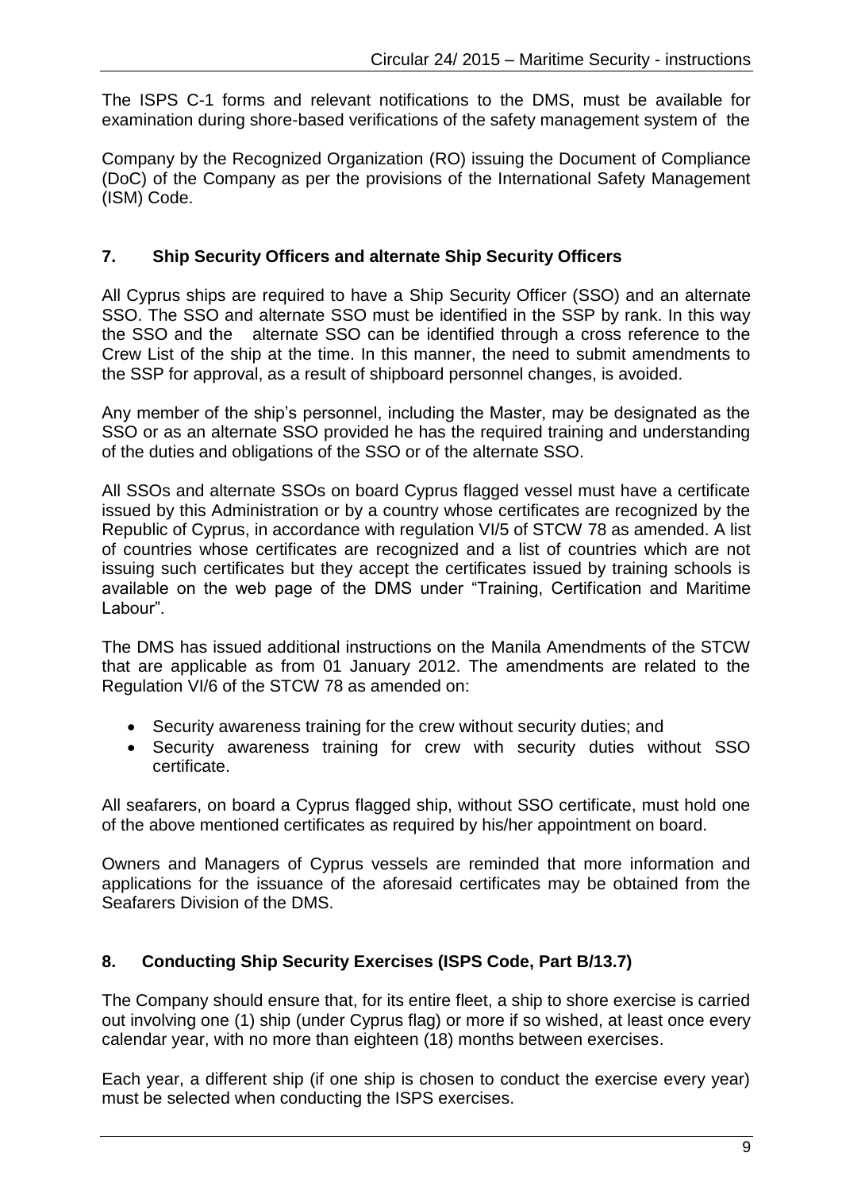The ISPS C-1 forms and relevant notifications to the DMS, must be available for examination during shore-based verifications of the safety management system of the

Company by the Recognized Organization (RO) issuing the Document of Compliance (DoC) of the Company as per the provisions of the International Safety Management (ISM) Code.

## 7. Ship Security Officers and alternate Ship Security Officers

All Cyprus ships are required to have a Ship Security Officer (SSO) and an alternate SSO. The SSO and alternate SSO must be identified in the SSP by rank. In this way the SSO and the alternate SSO can be identified through a cross reference to the Crew List of the ship at the time. In this manner, the need to submit amendments to the SSP for approval, as a result of shipboard personnel changes, is avoided.

Any member of the ship's personnel, including the Master, may be designated as the SSO or as an alternate SSO provided he has the required training and understanding of the duties and obligations of the SSO or of the alternate SSO.

All SSOs and alternate SSOs on board Cyprus flagged vessel must have a certificate issued by this Administration or by a country whose certificates are recognized by the Republic of Cyprus, in accordance with regulation VI/5 of STCW 78 as amended. A list of countries whose certificates are recognized and a list of countries which are not issuing such certificates but they accept the certificates issued by training schools is available on the web page of the DMS under "Training, Certification and Maritime Labour".

The DMS has issued additional instructions on the Manila Amendments of the STCW that are applicable as from 01 January 2012. The amendments are related to the Regulation VI/6 of the STCW 78 as amended on:

- Security awareness training for the crew without security duties; and
- Security awareness training for crew with security duties without SSO certificate.

All seafarers, on board a Cyprus flagged ship, without SSO certificate, must hold one of the above mentioned certificates as required by his/her appointment on board.

Owners and Managers of Cyprus vessels are reminded that more information and applications for the issuance of the aforesaid certificates may be obtained from the Seafarers Division of the DMS.

## 8. Conducting Ship Security Exercises (ISPS Code, Part B/13.7)

The Company should ensure that, for its entire fleet, a ship to shore exercise is carried out involving one (1) ship (under Cyprus flag) or more if so wished, at least once every calendar year, with no more than eighteen (18) months between exercises.

Each year, a different ship (if one ship is chosen to conduct the exercise every year) must be selected when conducting the ISPS exercises.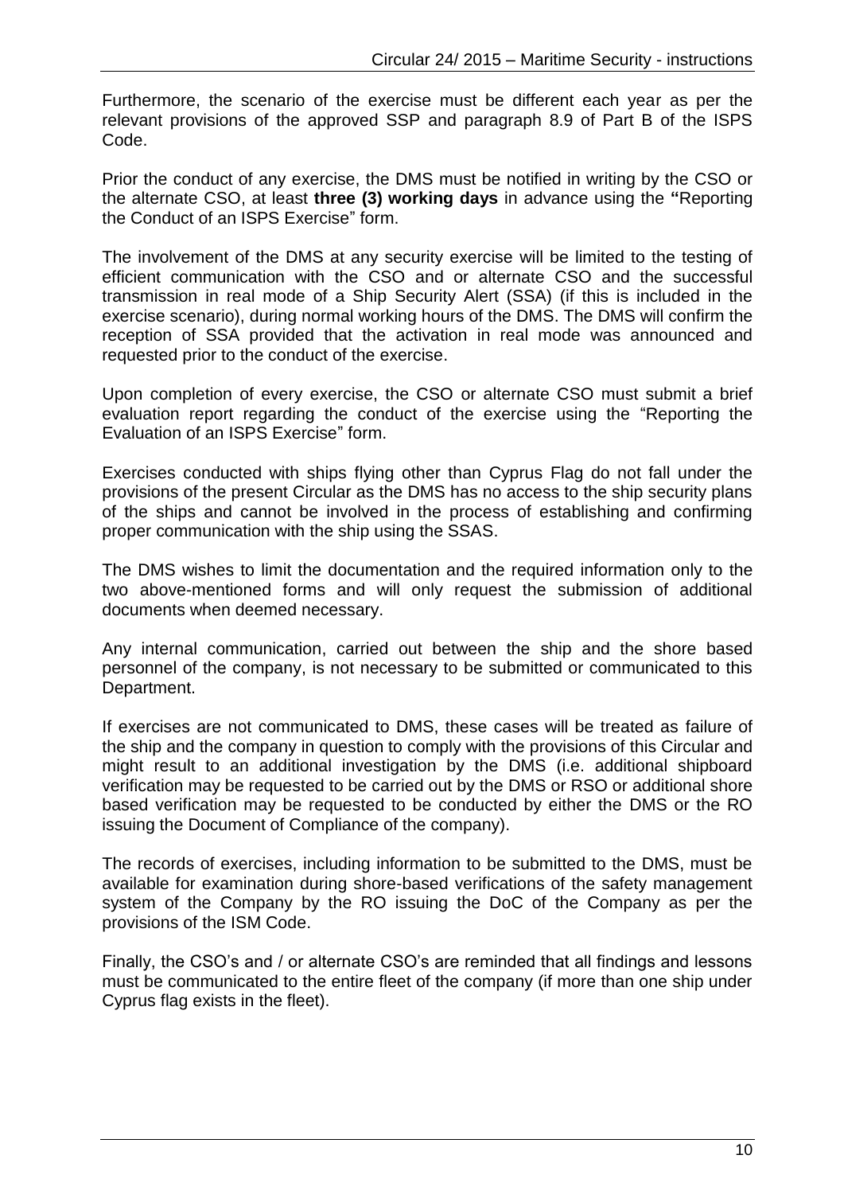Furthermore, the scenario of the exercise must be different each year as per the relevant provisions of the approved SSP and paragraph 8.9 of Part B of the ISPS Code.

Prior the conduct of any exercise, the DMS must be notified in writing by the CSO or the alternate CSO, at least **three (3) working days** in advance using the **"**Reporting the Conduct of an ISPS Exercise" form.

The involvement of the DMS at any security exercise will be limited to the testing of efficient communication with the CSO and or alternate CSO and the successful transmission in real mode of a Ship Security Alert (SSA) (if this is included in the exercise scenario), during normal working hours of the DMS. The DMS will confirm the reception of SSA provided that the activation in real mode was announced and requested prior to the conduct of the exercise.

Upon completion of every exercise, the CSO or alternate CSO must submit a brief evaluation report regarding the conduct of the exercise using the "Reporting the Evaluation of an ISPS Exercise" form.

Exercises conducted with ships flying other than Cyprus Flag do not fall under the provisions of the present Circular as the DMS has no access to the ship security plans of the ships and cannot be involved in the process of establishing and confirming proper communication with the ship using the SSAS.

The DMS wishes to limit the documentation and the required information only to the two above-mentioned forms and will only request the submission of additional documents when deemed necessary.

Any internal communication, carried out between the ship and the shore based personnel of the company, is not necessary to be submitted or communicated to this Department.

If exercises are not communicated to DMS, these cases will be treated as failure of the ship and the company in question to comply with the provisions of this Circular and might result to an additional investigation by the DMS (i.e. additional shipboard verification may be requested to be carried out by the DMS or RSO or additional shore based verification may be requested to be conducted by either the DMS or the RO issuing the Document of Compliance of the company).

The records of exercises, including information to be submitted to the DMS, must be available for examination during shore-based verifications of the safety management system of the Company by the RO issuing the DoC of the Company as per the provisions of the ISM Code.

Finally, the CSO's and / or alternate CSO's are reminded that all findings and lessons must be communicated to the entire fleet of the company (if more than one ship under Cyprus flag exists in the fleet).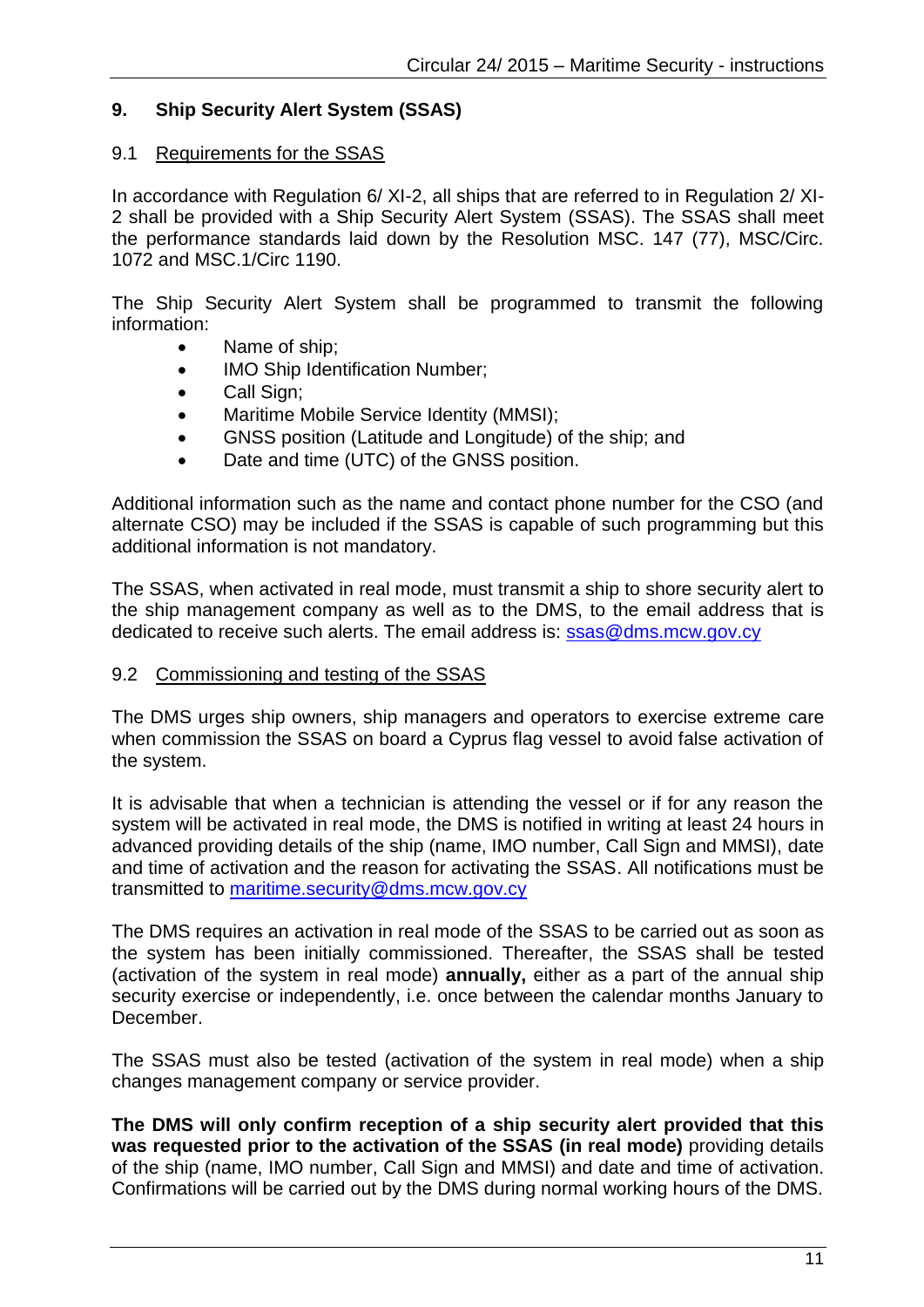## 9. Ship Security Alert System (SSAS)

### 9.1 Requirements for the SSAS

In accordance with Regulation 6/ XI-2, all ships that are referred to in Regulation 2/ XI-2 shall be provided with a Ship Security Alert System (SSAS). The SSAS shall meet the performance standards laid down by the Resolution MSC. 147 (77), MSC/Circ. 1072 and MSC.1/Circ 1190.

The Ship Security Alert System shall be programmed to transmit the following information:

- Name of ship;
- IMO Ship Identification Number;
- Call Sign;
- Maritime Mobile Service Identity (MMSI);
- GNSS position (Latitude and Longitude) of the ship; and
- Date and time (UTC) of the GNSS position.

Additional information such as the name and contact phone number for the CSO (and alternate CSO) may be included if the SSAS is capable of such programming but this additional information is not mandatory.

The SSAS, when activated in real mode, must transmit a ship to shore security alert to the ship management company as well as to the DMS, to the email address that is dedicated to receive such alerts. The email address is: ssas@dms.mcw.gov.cy

### 9.2 Commissioning and testing of the SSAS

The DMS urges ship owners, ship managers and operators to exercise extreme care when commission the SSAS on board a Cyprus flag vessel to avoid false activation of the system.

It is advisable that when a technician is attending the vessel or if for any reason the system will be activated in real mode, the DMS is notified in writing at least 24 hours in advanced providing details of the ship (name, IMO number, Call Sign and MMSI), date and time of activation and the reason for activating the SSAS. All notifications must be transmitted to maritime.security@dms.mcw.gov.cy

The DMS requires an activation in real mode of the SSAS to be carried out as soon as the system has been initially commissioned. Thereafter, the SSAS shall be tested (activation of the system in real mode) **annually,** either as a part of the annual ship security exercise or independently, i.e. once between the calendar months January to December.

The SSAS must also be tested (activation of the system in real mode) when a ship changes management company or service provider.

**The DMS will only confirm reception of a ship security alert provided that this was requested prior to the activation of the SSAS (in real mode)** providing details of the ship (name, IMO number, Call Sign and MMSI) and date and time of activation. Confirmations will be carried out by the DMS during normal working hours of the DMS.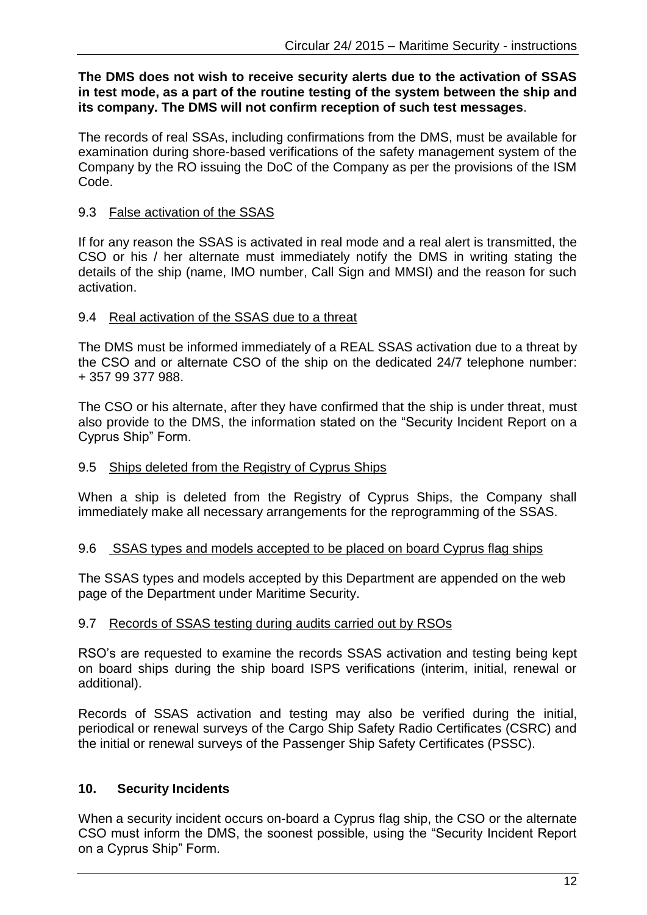**The DMS does not wish to receive security alerts due to the activation of SSAS in test mode, as a part of the routine testing of the system between the ship and its company. The DMS will not confirm reception of such test messages**.

The records of real SSAs, including confirmations from the DMS, must be available for examination during shore-based verifications of the safety management system of the Company by the RO issuing the DoC of the Company as per the provisions of the ISM Code.

### 9.3 False activation of the SSAS

If for any reason the SSAS is activated in real mode and a real alert is transmitted, the CSO or his / her alternate must immediately notify the DMS in writing stating the details of the ship (name, IMO number, Call Sign and MMSI) and the reason for such activation.

### 9.4 Real activation of the SSAS due to a threat

The DMS must be informed immediately of a REAL SSAS activation due to a threat by the CSO and or alternate CSO of the ship on the dedicated 24/7 telephone number: + 357 99 377 988.

The CSO or his alternate, after they have confirmed that the ship is under threat, must also provide to the DMS, the information stated on the "Security Incident Report on a Cyprus Ship" Form.

### 9.5 Ships deleted from the Registry of Cyprus Ships

When a ship is deleted from the Registry of Cyprus Ships, the Company shall immediately make all necessary arrangements for the reprogramming of the SSAS.

### 9.6 SSAS types and models accepted to be placed on board Cyprus flag ships

The SSAS types and models accepted by this Department are appended on the web page of the Department under Maritime Security.

### 9.7 Records of SSAS testing during audits carried out by RSOs

RSO's are requested to examine the records SSAS activation and testing being kept on board ships during the ship board ISPS verifications (interim, initial, renewal or additional).

Records of SSAS activation and testing may also be verified during the initial, periodical or renewal surveys of the Cargo Ship Safety Radio Certificates (CSRC) and the initial or renewal surveys of the Passenger Ship Safety Certificates (PSSC).

## 10. Security Incidents

When a security incident occurs on-board a Cyprus flag ship, the CSO or the alternate CSO must inform the DMS, the soonest possible, using the "Security Incident Report on a Cyprus Ship" Form.